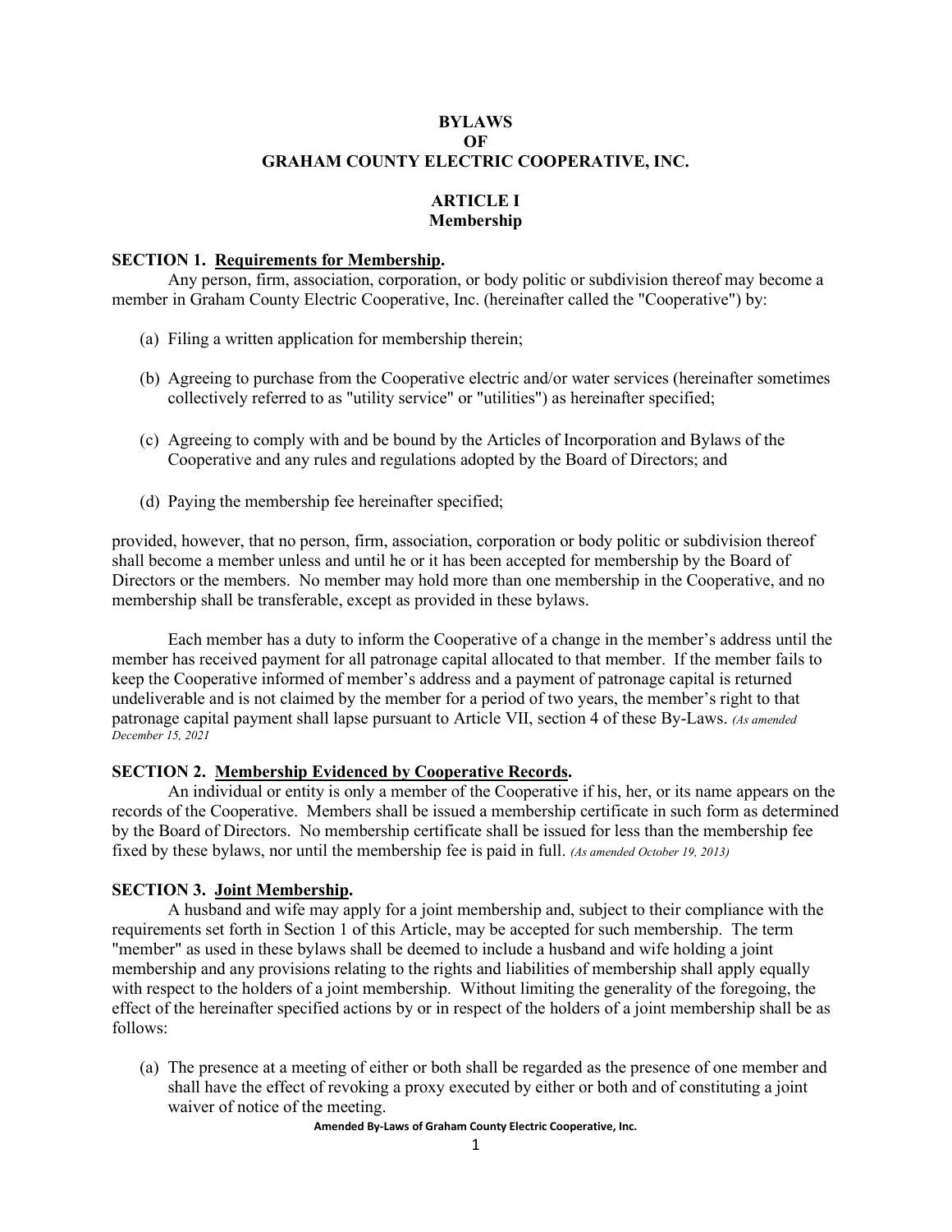# BYLAWS
# OF
# GRAHAM COUNTY ELECTRIC COOPERATIVE, INC.

## ARTICLE I
## Membership

### SECTION 1. Requirements for Membership.

Any person, firm, association, corporation, or body politic or subdivision thereof may become a member in Graham County Electric Cooperative, Inc. (hereinafter called the "Cooperative") by:

(a) Filing a written application for membership therein;

(b) Agreeing to purchase from the Cooperative electric and/or water services (hereinafter sometimes collectively referred to as "utility service" or "utilities") as hereinafter specified;

(c) Agreeing to comply with and be bound by the Articles of Incorporation and Bylaws of the Cooperative and any rules and regulations adopted by the Board of Directors; and

(d) Paying the membership fee hereinafter specified;

provided, however, that no person, firm, association, corporation or body politic or subdivision thereof shall become a member unless and until he or it has been accepted for membership by the Board of Directors or the members. No member may hold more than one membership in the Cooperative, and no membership shall be transferable, except as provided in these bylaws.

Each member has a duty to inform the Cooperative of a change in the member's address until the member has received payment for all patronage capital allocated to that member. If the member fails to keep the Cooperative informed of member's address and a payment of patronage capital is returned undeliverable and is not claimed by the member for a period of two years, the member's right to that patronage capital payment shall lapse pursuant to Article VII, section 4 of these By-Laws. *(As amended December 15, 2021*

### SECTION 2. Membership Evidenced by Cooperative Records.

An individual or entity is only a member of the Cooperative if his, her, or its name appears on the records of the Cooperative. Members shall be issued a membership certificate in such form as determined by the Board of Directors. No membership certificate shall be issued for less than the membership fee fixed by these bylaws, nor until the membership fee is paid in full. *(As amended October 19, 2013)*

### SECTION 3. Joint Membership.

A husband and wife may apply for a joint membership and, subject to their compliance with the requirements set forth in Section 1 of this Article, may be accepted for such membership. The term "member" as used in these bylaws shall be deemed to include a husband and wife holding a joint membership and any provisions relating to the rights and liabilities of membership shall apply equally with respect to the holders of a joint membership. Without limiting the generality of the foregoing, the effect of the hereinafter specified actions by or in respect of the holders of a joint membership shall be as follows:

(a) The presence at a meeting of either or both shall be regarded as the presence of one member and shall have the effect of revoking a proxy executed by either or both and of constituting a joint waiver of notice of the meeting.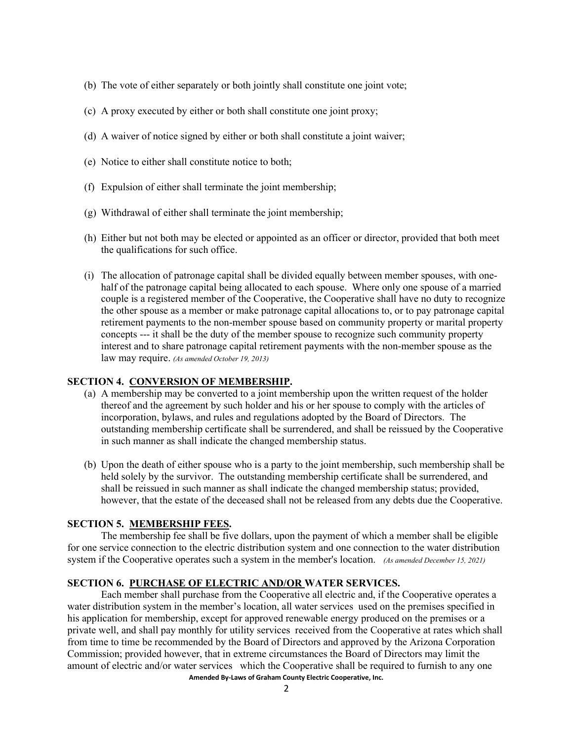(b) The vote of either separately or both jointly shall constitute one joint vote;

(c) A proxy executed by either or both shall constitute one joint proxy;

(d) A waiver of notice signed by either or both shall constitute a joint waiver;

(e) Notice to either shall constitute notice to both;

(f) Expulsion of either shall terminate the joint membership;

(g) Withdrawal of either shall terminate the joint membership;

(h) Either but not both may be elected or appointed as an officer or director, provided that both meet the qualifications for such office.

(i) The allocation of patronage capital shall be divided equally between member spouses, with one-half of the patronage capital being allocated to each spouse. Where only one spouse of a married couple is a registered member of the Cooperative, the Cooperative shall have no duty to recognize the other spouse as a member or make patronage capital allocations to, or to pay patronage capital retirement payments to the non-member spouse based on community property or marital property concepts --- it shall be the duty of the member spouse to recognize such community property interest and to share patronage capital retirement payments with the non-member spouse as the law may require. *(As amended October 19, 2013)*

**SECTION 4. CONVERSION OF MEMBERSHIP.**

(a) A membership may be converted to a joint membership upon the written request of the holder thereof and the agreement by such holder and his or her spouse to comply with the articles of incorporation, bylaws, and rules and regulations adopted by the Board of Directors. The outstanding membership certificate shall be surrendered, and shall be reissued by the Cooperative in such manner as shall indicate the changed membership status.

(b) Upon the death of either spouse who is a party to the joint membership, such membership shall be held solely by the survivor. The outstanding membership certificate shall be surrendered, and shall be reissued in such manner as shall indicate the changed membership status; provided, however, that the estate of the deceased shall not be released from any debts due the Cooperative.

**SECTION 5. MEMBERSHIP FEES.**

The membership fee shall be five dollars, upon the payment of which a member shall be eligible for one service connection to the electric distribution system and one connection to the water distribution system if the Cooperative operates such a system in the member's location. *(As amended December 15, 2021)*

**SECTION 6. PURCHASE OF ELECTRIC AND/OR WATER SERVICES.**

Each member shall purchase from the Cooperative all electric and, if the Cooperative operates a water distribution system in the member's location, all water services used on the premises specified in his application for membership, except for approved renewable energy produced on the premises or a private well, and shall pay monthly for utility services received from the Cooperative at rates which shall from time to time be recommended by the Board of Directors and approved by the Arizona Corporation Commission; provided however, that in extreme circumstances the Board of Directors may limit the amount of electric and/or water services which the Cooperative shall be required to furnish to any one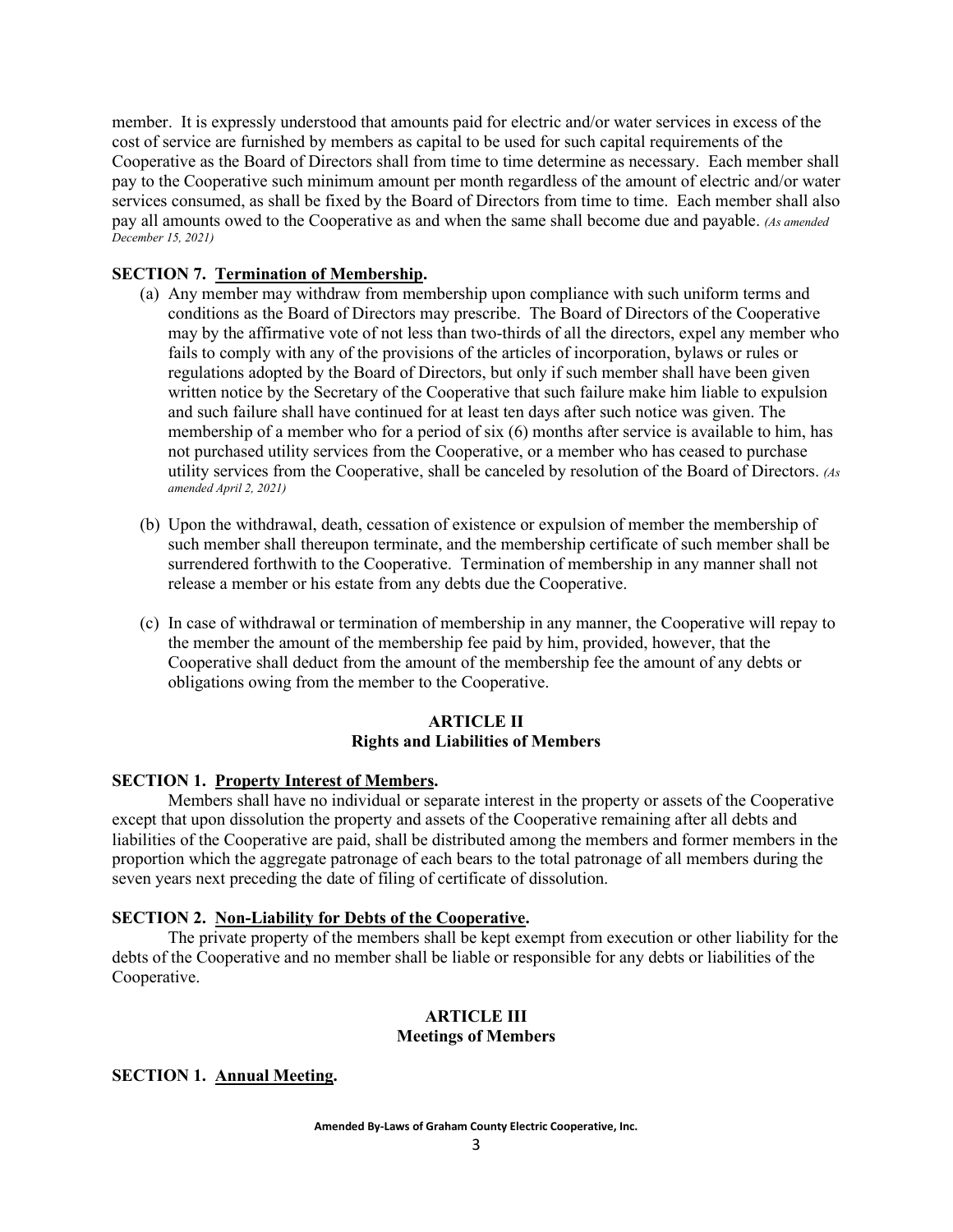member. It is expressly understood that amounts paid for electric and/or water services in excess of the cost of service are furnished by members as capital to be used for such capital requirements of the Cooperative as the Board of Directors shall from time to time determine as necessary. Each member shall pay to the Cooperative such minimum amount per month regardless of the amount of electric and/or water services consumed, as shall be fixed by the Board of Directors from time to time. Each member shall also pay all amounts owed to the Cooperative as and when the same shall become due and payable. *(As amended December 15, 2021)*

**SECTION 7. <u>Termination of Membership</u>.**

(a) Any member may withdraw from membership upon compliance with such uniform terms and conditions as the Board of Directors may prescribe. The Board of Directors of the Cooperative may by the affirmative vote of not less than two-thirds of all the directors, expel any member who fails to comply with any of the provisions of the articles of incorporation, bylaws or rules or regulations adopted by the Board of Directors, but only if such member shall have been given written notice by the Secretary of the Cooperative that such failure make him liable to expulsion and such failure shall have continued for at least ten days after such notice was given. The membership of a member who for a period of six (6) months after service is available to him, has not purchased utility services from the Cooperative, or a member who has ceased to purchase utility services from the Cooperative, shall be canceled by resolution of the Board of Directors. *(As amended April 2, 2021)*

(b) Upon the withdrawal, death, cessation of existence or expulsion of member the membership of such member shall thereupon terminate, and the membership certificate of such member shall be surrendered forthwith to the Cooperative. Termination of membership in any manner shall not release a member or his estate from any debts due the Cooperative.

(c) In case of withdrawal or termination of membership in any manner, the Cooperative will repay to the member the amount of the membership fee paid by him, provided, however, that the Cooperative shall deduct from the amount of the membership fee the amount of any debts or obligations owing from the member to the Cooperative.

## ARTICLE II
## Rights and Liabilities of Members

**SECTION 1. <u>Property Interest of Members</u>.**

Members shall have no individual or separate interest in the property or assets of the Cooperative except that upon dissolution the property and assets of the Cooperative remaining after all debts and liabilities of the Cooperative are paid, shall be distributed among the members and former members in the proportion which the aggregate patronage of each bears to the total patronage of all members during the seven years next preceding the date of filing of certificate of dissolution.

**SECTION 2. <u>Non-Liability for Debts of the Cooperative</u>.**

The private property of the members shall be kept exempt from execution or other liability for the debts of the Cooperative and no member shall be liable or responsible for any debts or liabilities of the Cooperative.

## ARTICLE III
## Meetings of Members

**SECTION 1. <u>Annual Meeting</u>.**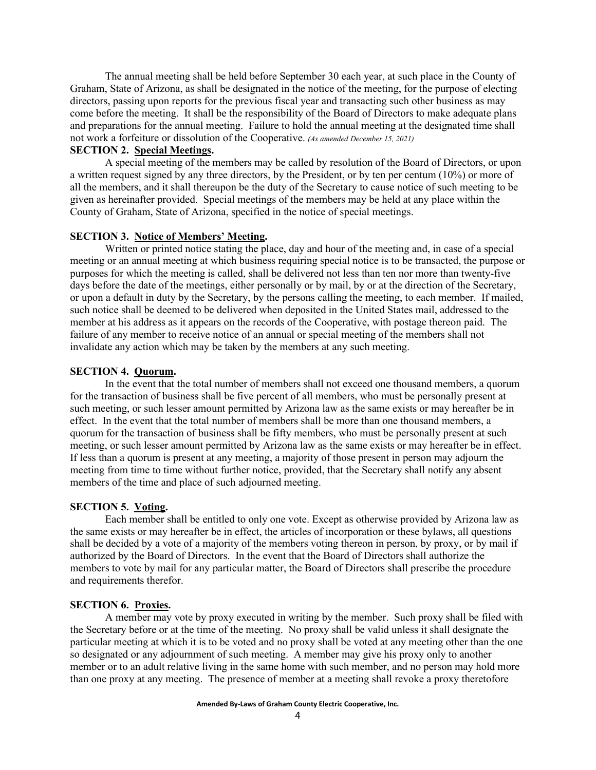The annual meeting shall be held before September 30 each year, at such place in the County of Graham, State of Arizona, as shall be designated in the notice of the meeting, for the purpose of electing directors, passing upon reports for the previous fiscal year and transacting such other business as may come before the meeting. It shall be the responsibility of the Board of Directors to make adequate plans and preparations for the annual meeting. Failure to hold the annual meeting at the designated time shall not work a forfeiture or dissolution of the Cooperative. *(As amended December 15, 2021)*

**SECTION 2. Special Meetings.**

A special meeting of the members may be called by resolution of the Board of Directors, or upon a written request signed by any three directors, by the President, or by ten per centum (10%) or more of all the members, and it shall thereupon be the duty of the Secretary to cause notice of such meeting to be given as hereinafter provided. Special meetings of the members may be held at any place within the County of Graham, State of Arizona, specified in the notice of special meetings.

**SECTION 3. Notice of Members' Meeting.**

Written or printed notice stating the place, day and hour of the meeting and, in case of a special meeting or an annual meeting at which business requiring special notice is to be transacted, the purpose or purposes for which the meeting is called, shall be delivered not less than ten nor more than twenty-five days before the date of the meetings, either personally or by mail, by or at the direction of the Secretary, or upon a default in duty by the Secretary, by the persons calling the meeting, to each member. If mailed, such notice shall be deemed to be delivered when deposited in the United States mail, addressed to the member at his address as it appears on the records of the Cooperative, with postage thereon paid. The failure of any member to receive notice of an annual or special meeting of the members shall not invalidate any action which may be taken by the members at any such meeting.

**SECTION 4. Quorum.**

In the event that the total number of members shall not exceed one thousand members, a quorum for the transaction of business shall be five percent of all members, who must be personally present at such meeting, or such lesser amount permitted by Arizona law as the same exists or may hereafter be in effect. In the event that the total number of members shall be more than one thousand members, a quorum for the transaction of business shall be fifty members, who must be personally present at such meeting, or such lesser amount permitted by Arizona law as the same exists or may hereafter be in effect. If less than a quorum is present at any meeting, a majority of those present in person may adjourn the meeting from time to time without further notice, provided, that the Secretary shall notify any absent members of the time and place of such adjourned meeting.

**SECTION 5. Voting.**

Each member shall be entitled to only one vote. Except as otherwise provided by Arizona law as the same exists or may hereafter be in effect, the articles of incorporation or these bylaws, all questions shall be decided by a vote of a majority of the members voting thereon in person, by proxy, or by mail if authorized by the Board of Directors. In the event that the Board of Directors shall authorize the members to vote by mail for any particular matter, the Board of Directors shall prescribe the procedure and requirements therefor.

**SECTION 6. Proxies.**

A member may vote by proxy executed in writing by the member. Such proxy shall be filed with the Secretary before or at the time of the meeting. No proxy shall be valid unless it shall designate the particular meeting at which it is to be voted and no proxy shall be voted at any meeting other than the one so designated or any adjournment of such meeting. A member may give his proxy only to another member or to an adult relative living in the same home with such member, and no person may hold more than one proxy at any meeting. The presence of member at a meeting shall revoke a proxy theretofore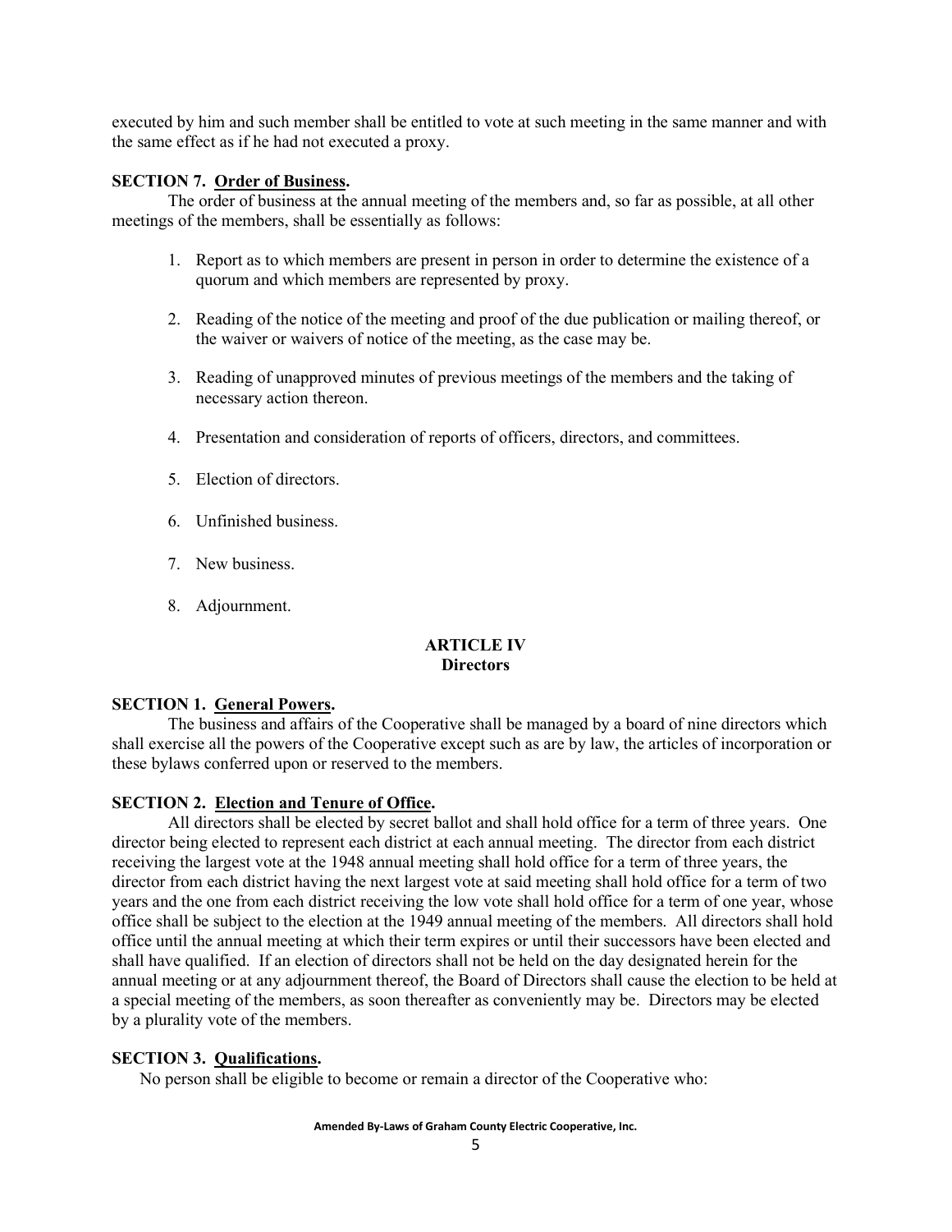executed by him and such member shall be entitled to vote at such meeting in the same manner and with the same effect as if he had not executed a proxy.

**SECTION 7. Order of Business.**

The order of business at the annual meeting of the members and, so far as possible, at all other meetings of the members, shall be essentially as follows:

1. Report as to which members are present in person in order to determine the existence of a quorum and which members are represented by proxy.
2. Reading of the notice of the meeting and proof of the due publication or mailing thereof, or the waiver or waivers of notice of the meeting, as the case may be.
3. Reading of unapproved minutes of previous meetings of the members and the taking of necessary action thereon.
4. Presentation and consideration of reports of officers, directors, and committees.
5. Election of directors.
6. Unfinished business.
7. New business.
8. Adjournment.

## ARTICLE IV
## Directors

**SECTION 1. General Powers.**

The business and affairs of the Cooperative shall be managed by a board of nine directors which shall exercise all the powers of the Cooperative except such as are by law, the articles of incorporation or these bylaws conferred upon or reserved to the members.

**SECTION 2. Election and Tenure of Office.**

All directors shall be elected by secret ballot and shall hold office for a term of three years. One director being elected to represent each district at each annual meeting. The director from each district receiving the largest vote at the 1948 annual meeting shall hold office for a term of three years, the director from each district having the next largest vote at said meeting shall hold office for a term of two years and the one from each district receiving the low vote shall hold office for a term of one year, whose office shall be subject to the election at the 1949 annual meeting of the members. All directors shall hold office until the annual meeting at which their term expires or until their successors have been elected and shall have qualified. If an election of directors shall not be held on the day designated herein for the annual meeting or at any adjournment thereof, the Board of Directors shall cause the election to be held at a special meeting of the members, as soon thereafter as conveniently may be. Directors may be elected by a plurality vote of the members.

**SECTION 3. Qualifications.**

No person shall be eligible to become or remain a director of the Cooperative who: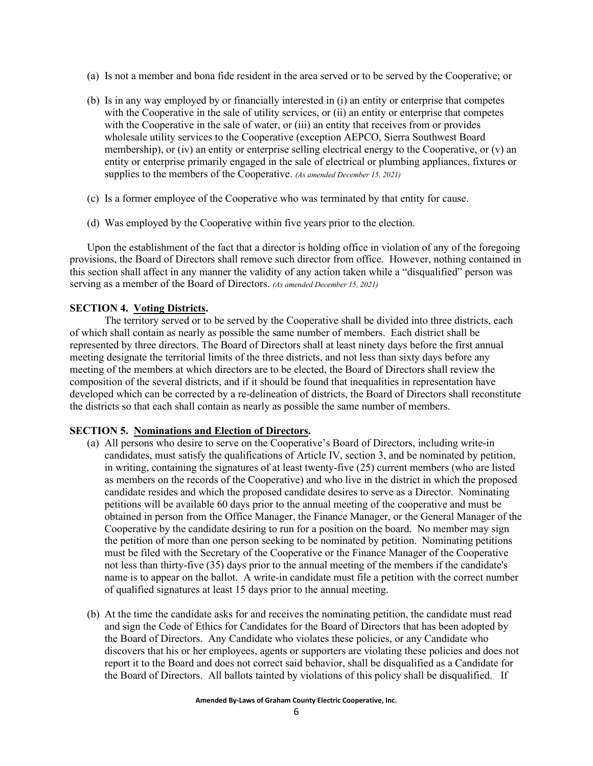(a) Is not a member and bona fide resident in the area served or to be served by the Cooperative; or

(b) Is in any way employed by or financially interested in (i) an entity or enterprise that competes with the Cooperative in the sale of utility services, or (ii) an entity or enterprise that competes with the Cooperative in the sale of water, or (iii) an entity that receives from or provides wholesale utility services to the Cooperative (exception AEPCO, Sierra Southwest Board membership), or (iv) an entity or enterprise selling electrical energy to the Cooperative, or (v) an entity or enterprise primarily engaged in the sale of electrical or plumbing appliances, fixtures or supplies to the members of the Cooperative. *(As amended December 15, 2021)*

(c) Is a former employee of the Cooperative who was terminated by that entity for cause.

(d) Was employed by the Cooperative within five years prior to the election.

Upon the establishment of the fact that a director is holding office in violation of any of the foregoing provisions, the Board of Directors shall remove such director from office. However, nothing contained in this section shall affect in any manner the validity of any action taken while a "disqualified" person was serving as a member of the Board of Directors. *(As amended December 15, 2021)*

**SECTION 4. Voting Districts.**

The territory served or to be served by the Cooperative shall be divided into three districts, each of which shall contain as nearly as possible the same number of members. Each district shall be represented by three directors. The Board of Directors shall at least ninety days before the first annual meeting designate the territorial limits of the three districts, and not less than sixty days before any meeting of the members at which directors are to be elected, the Board of Directors shall review the composition of the several districts, and if it should be found that inequalities in representation have developed which can be corrected by a re-delineation of districts, the Board of Directors shall reconstitute the districts so that each shall contain as nearly as possible the same number of members.

**SECTION 5. Nominations and Election of Directors.**

(a) All persons who desire to serve on the Cooperative's Board of Directors, including write-in candidates, must satisfy the qualifications of Article IV, section 3, and be nominated by petition, in writing, containing the signatures of at least twenty-five (25) current members (who are listed as members on the records of the Cooperative) and who live in the district in which the proposed candidate resides and which the proposed candidate desires to serve as a Director. Nominating petitions will be available 60 days prior to the annual meeting of the cooperative and must be obtained in person from the Office Manager, the Finance Manager, or the General Manager of the Cooperative by the candidate desiring to run for a position on the board. No member may sign the petition of more than one person seeking to be nominated by petition. Nominating petitions must be filed with the Secretary of the Cooperative or the Finance Manager of the Cooperative not less than thirty-five (35) days prior to the annual meeting of the members if the candidate's name is to appear on the ballot. A write-in candidate must file a petition with the correct number of qualified signatures at least 15 days prior to the annual meeting.

(b) At the time the candidate asks for and receives the nominating petition, the candidate must read and sign the Code of Ethics for Candidates for the Board of Directors that has been adopted by the Board of Directors. Any Candidate who violates these policies, or any Candidate who discovers that his or her employees, agents or supporters are violating these policies and does not report it to the Board and does not correct said behavior, shall be disqualified as a Candidate for the Board of Directors. All ballots tainted by violations of this policy shall be disqualified. If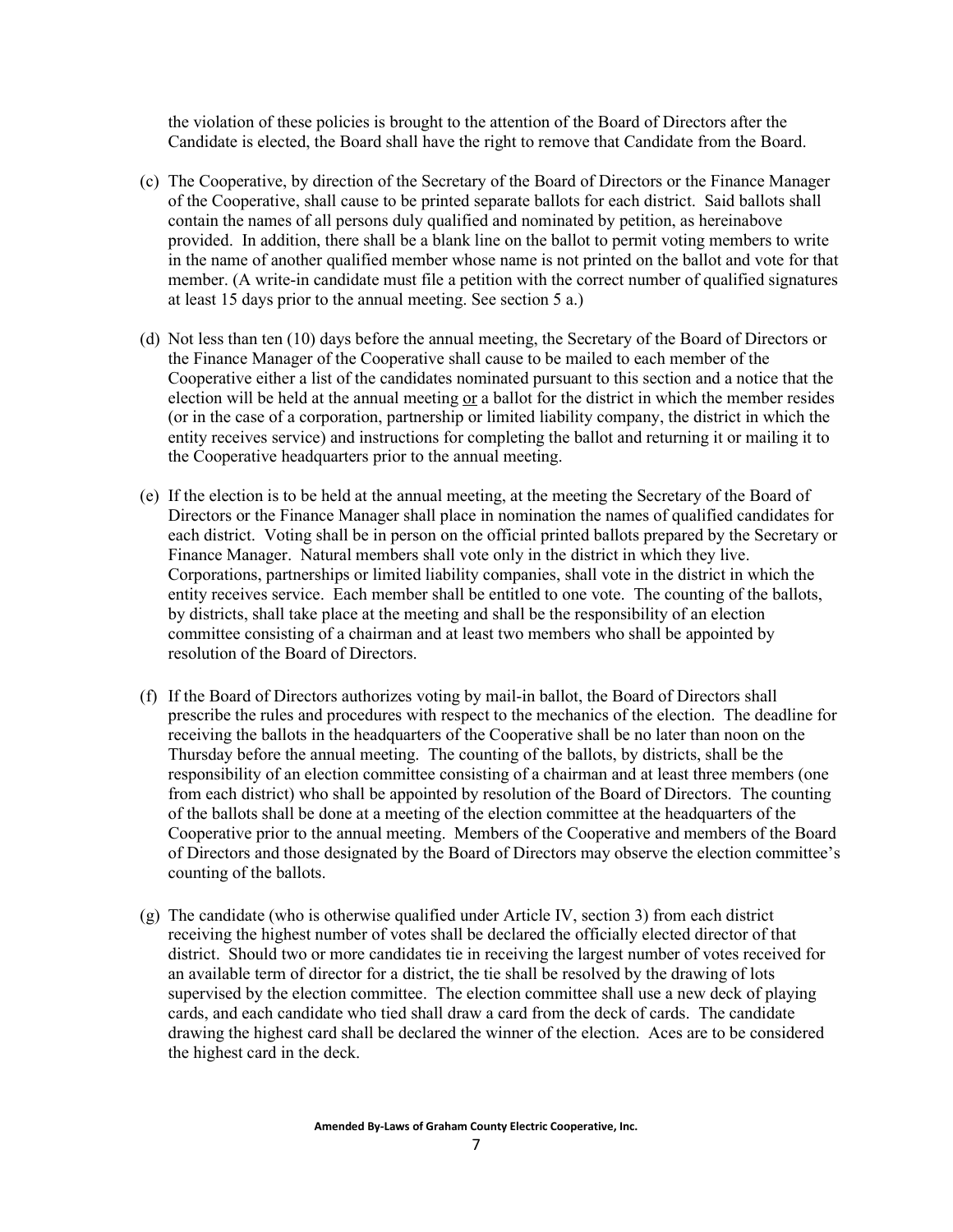the violation of these policies is brought to the attention of the Board of Directors after the Candidate is elected, the Board shall have the right to remove that Candidate from the Board.

(c) The Cooperative, by direction of the Secretary of the Board of Directors or the Finance Manager of the Cooperative, shall cause to be printed separate ballots for each district. Said ballots shall contain the names of all persons duly qualified and nominated by petition, as hereinabove provided. In addition, there shall be a blank line on the ballot to permit voting members to write in the name of another qualified member whose name is not printed on the ballot and vote for that member. (A write-in candidate must file a petition with the correct number of qualified signatures at least 15 days prior to the annual meeting. See section 5 a.)

(d) Not less than ten (10) days before the annual meeting, the Secretary of the Board of Directors or the Finance Manager of the Cooperative shall cause to be mailed to each member of the Cooperative either a list of the candidates nominated pursuant to this section and a notice that the election will be held at the annual meeting <u>or</u> a ballot for the district in which the member resides (or in the case of a corporation, partnership or limited liability company, the district in which the entity receives service) and instructions for completing the ballot and returning it or mailing it to the Cooperative headquarters prior to the annual meeting.

(e) If the election is to be held at the annual meeting, at the meeting the Secretary of the Board of Directors or the Finance Manager shall place in nomination the names of qualified candidates for each district. Voting shall be in person on the official printed ballots prepared by the Secretary or Finance Manager. Natural members shall vote only in the district in which they live. Corporations, partnerships or limited liability companies, shall vote in the district in which the entity receives service. Each member shall be entitled to one vote. The counting of the ballots, by districts, shall take place at the meeting and shall be the responsibility of an election committee consisting of a chairman and at least two members who shall be appointed by resolution of the Board of Directors.

(f) If the Board of Directors authorizes voting by mail-in ballot, the Board of Directors shall prescribe the rules and procedures with respect to the mechanics of the election. The deadline for receiving the ballots in the headquarters of the Cooperative shall be no later than noon on the Thursday before the annual meeting. The counting of the ballots, by districts, shall be the responsibility of an election committee consisting of a chairman and at least three members (one from each district) who shall be appointed by resolution of the Board of Directors. The counting of the ballots shall be done at a meeting of the election committee at the headquarters of the Cooperative prior to the annual meeting. Members of the Cooperative and members of the Board of Directors and those designated by the Board of Directors may observe the election committee's counting of the ballots.

(g) The candidate (who is otherwise qualified under Article IV, section 3) from each district receiving the highest number of votes shall be declared the officially elected director of that district. Should two or more candidates tie in receiving the largest number of votes received for an available term of director for a district, the tie shall be resolved by the drawing of lots supervised by the election committee. The election committee shall use a new deck of playing cards, and each candidate who tied shall draw a card from the deck of cards. The candidate drawing the highest card shall be declared the winner of the election. Aces are to be considered the highest card in the deck.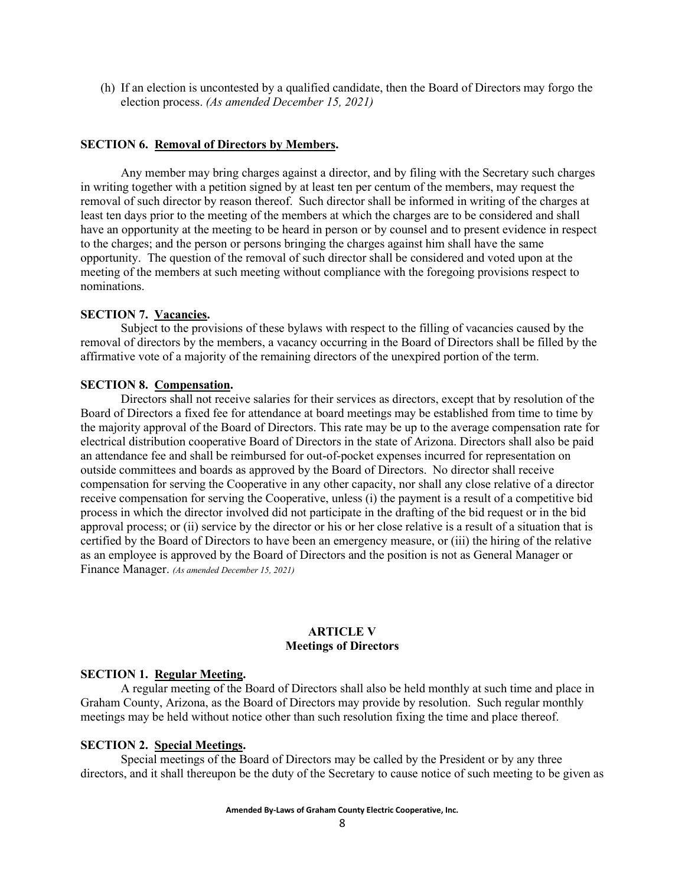(h) If an election is uncontested by a qualified candidate, then the Board of Directors may forgo the election process. *(As amended December 15, 2021)*

**SECTION 6. Removal of Directors by Members.**

Any member may bring charges against a director, and by filing with the Secretary such charges in writing together with a petition signed by at least ten per centum of the members, may request the removal of such director by reason thereof. Such director shall be informed in writing of the charges at least ten days prior to the meeting of the members at which the charges are to be considered and shall have an opportunity at the meeting to be heard in person or by counsel and to present evidence in respect to the charges; and the person or persons bringing the charges against him shall have the same opportunity. The question of the removal of such director shall be considered and voted upon at the meeting of the members at such meeting without compliance with the foregoing provisions respect to nominations.

**SECTION 7. Vacancies.**

Subject to the provisions of these bylaws with respect to the filling of vacancies caused by the removal of directors by the members, a vacancy occurring in the Board of Directors shall be filled by the affirmative vote of a majority of the remaining directors of the unexpired portion of the term.

**SECTION 8. Compensation.**

Directors shall not receive salaries for their services as directors, except that by resolution of the Board of Directors a fixed fee for attendance at board meetings may be established from time to time by the majority approval of the Board of Directors. This rate may be up to the average compensation rate for electrical distribution cooperative Board of Directors in the state of Arizona. Directors shall also be paid an attendance fee and shall be reimbursed for out-of-pocket expenses incurred for representation on outside committees and boards as approved by the Board of Directors. No director shall receive compensation for serving the Cooperative in any other capacity, nor shall any close relative of a director receive compensation for serving the Cooperative, unless (i) the payment is a result of a competitive bid process in which the director involved did not participate in the drafting of the bid request or in the bid approval process; or (ii) service by the director or his or her close relative is a result of a situation that is certified by the Board of Directors to have been an emergency measure, or (iii) the hiring of the relative as an employee is approved by the Board of Directors and the position is not as General Manager or Finance Manager. *(As amended December 15, 2021)*

## ARTICLE V
## Meetings of Directors

**SECTION 1. Regular Meeting.**

A regular meeting of the Board of Directors shall also be held monthly at such time and place in Graham County, Arizona, as the Board of Directors may provide by resolution. Such regular monthly meetings may be held without notice other than such resolution fixing the time and place thereof.

**SECTION 2. Special Meetings.**

Special meetings of the Board of Directors may be called by the President or by any three directors, and it shall thereupon be the duty of the Secretary to cause notice of such meeting to be given as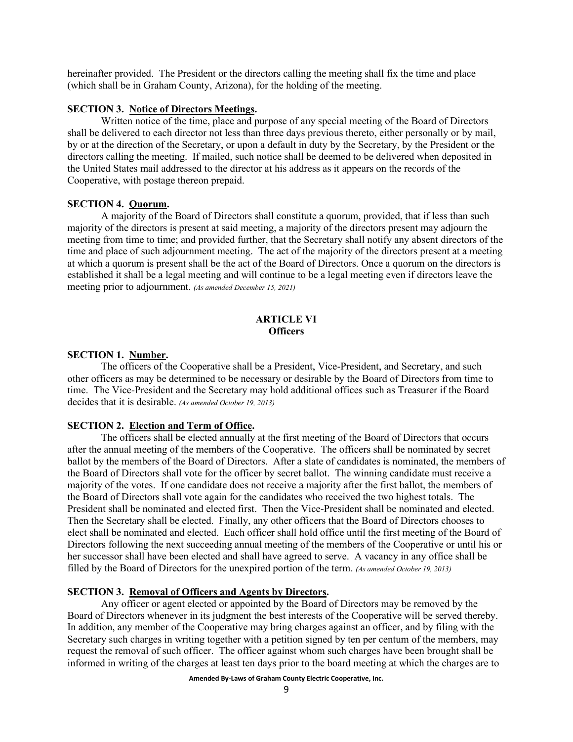hereinafter provided. The President or the directors calling the meeting shall fix the time and place (which shall be in Graham County, Arizona), for the holding of the meeting.

**SECTION 3. Notice of Directors Meetings.**

Written notice of the time, place and purpose of any special meeting of the Board of Directors shall be delivered to each director not less than three days previous thereto, either personally or by mail, by or at the direction of the Secretary, or upon a default in duty by the Secretary, by the President or the directors calling the meeting. If mailed, such notice shall be deemed to be delivered when deposited in the United States mail addressed to the director at his address as it appears on the records of the Cooperative, with postage thereon prepaid.

**SECTION 4. Quorum.**

A majority of the Board of Directors shall constitute a quorum, provided, that if less than such majority of the directors is present at said meeting, a majority of the directors present may adjourn the meeting from time to time; and provided further, that the Secretary shall notify any absent directors of the time and place of such adjournment meeting. The act of the majority of the directors present at a meeting at which a quorum is present shall be the act of the Board of Directors. Once a quorum on the directors is established it shall be a legal meeting and will continue to be a legal meeting even if directors leave the meeting prior to adjournment. *(As amended December 15, 2021)*

## ARTICLE VI
## Officers

**SECTION 1. Number.**

The officers of the Cooperative shall be a President, Vice-President, and Secretary, and such other officers as may be determined to be necessary or desirable by the Board of Directors from time to time. The Vice-President and the Secretary may hold additional offices such as Treasurer if the Board decides that it is desirable. *(As amended October 19, 2013)*

**SECTION 2. Election and Term of Office.**

The officers shall be elected annually at the first meeting of the Board of Directors that occurs after the annual meeting of the members of the Cooperative. The officers shall be nominated by secret ballot by the members of the Board of Directors. After a slate of candidates is nominated, the members of the Board of Directors shall vote for the officer by secret ballot. The winning candidate must receive a majority of the votes. If one candidate does not receive a majority after the first ballot, the members of the Board of Directors shall vote again for the candidates who received the two highest totals. The President shall be nominated and elected first. Then the Vice-President shall be nominated and elected. Then the Secretary shall be elected. Finally, any other officers that the Board of Directors chooses to elect shall be nominated and elected. Each officer shall hold office until the first meeting of the Board of Directors following the next succeeding annual meeting of the members of the Cooperative or until his or her successor shall have been elected and shall have agreed to serve. A vacancy in any office shall be filled by the Board of Directors for the unexpired portion of the term. *(As amended October 19, 2013)*

**SECTION 3. Removal of Officers and Agents by Directors.**

Any officer or agent elected or appointed by the Board of Directors may be removed by the Board of Directors whenever in its judgment the best interests of the Cooperative will be served thereby. In addition, any member of the Cooperative may bring charges against an officer, and by filing with the Secretary such charges in writing together with a petition signed by ten per centum of the members, may request the removal of such officer. The officer against whom such charges have been brought shall be informed in writing of the charges at least ten days prior to the board meeting at which the charges are to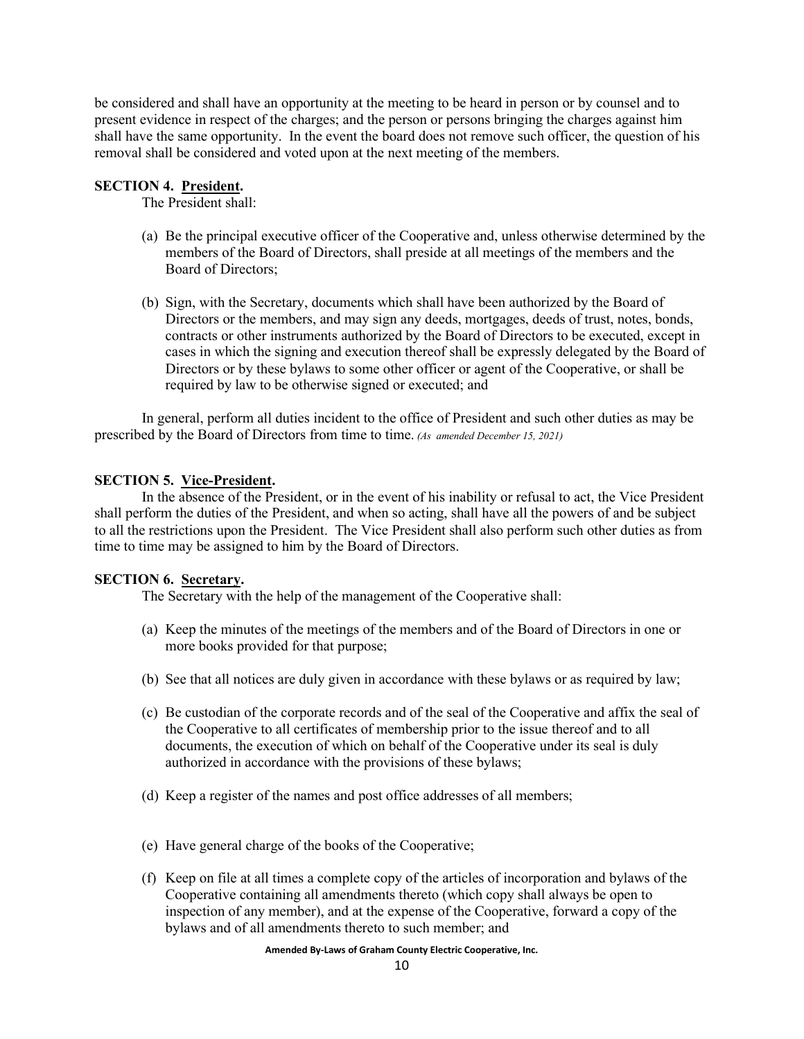be considered and shall have an opportunity at the meeting to be heard in person or by counsel and to present evidence in respect of the charges; and the person or persons bringing the charges against him shall have the same opportunity. In the event the board does not remove such officer, the question of his removal shall be considered and voted upon at the next meeting of the members.

**SECTION 4. President.**

The President shall:

(a) Be the principal executive officer of the Cooperative and, unless otherwise determined by the members of the Board of Directors, shall preside at all meetings of the members and the Board of Directors;

(b) Sign, with the Secretary, documents which shall have been authorized by the Board of Directors or the members, and may sign any deeds, mortgages, deeds of trust, notes, bonds, contracts or other instruments authorized by the Board of Directors to be executed, except in cases in which the signing and execution thereof shall be expressly delegated by the Board of Directors or by these bylaws to some other officer or agent of the Cooperative, or shall be required by law to be otherwise signed or executed; and

In general, perform all duties incident to the office of President and such other duties as may be prescribed by the Board of Directors from time to time. *(As amended December 15, 2021)*

**SECTION 5. Vice-President.**

In the absence of the President, or in the event of his inability or refusal to act, the Vice President shall perform the duties of the President, and when so acting, shall have all the powers of and be subject to all the restrictions upon the President. The Vice President shall also perform such other duties as from time to time may be assigned to him by the Board of Directors.

**SECTION 6. Secretary.**

The Secretary with the help of the management of the Cooperative shall:

(a) Keep the minutes of the meetings of the members and of the Board of Directors in one or more books provided for that purpose;

(b) See that all notices are duly given in accordance with these bylaws or as required by law;

(c) Be custodian of the corporate records and of the seal of the Cooperative and affix the seal of the Cooperative to all certificates of membership prior to the issue thereof and to all documents, the execution of which on behalf of the Cooperative under its seal is duly authorized in accordance with the provisions of these bylaws;

(d) Keep a register of the names and post office addresses of all members;

(e) Have general charge of the books of the Cooperative;

(f) Keep on file at all times a complete copy of the articles of incorporation and bylaws of the Cooperative containing all amendments thereto (which copy shall always be open to inspection of any member), and at the expense of the Cooperative, forward a copy of the bylaws and of all amendments thereto to such member; and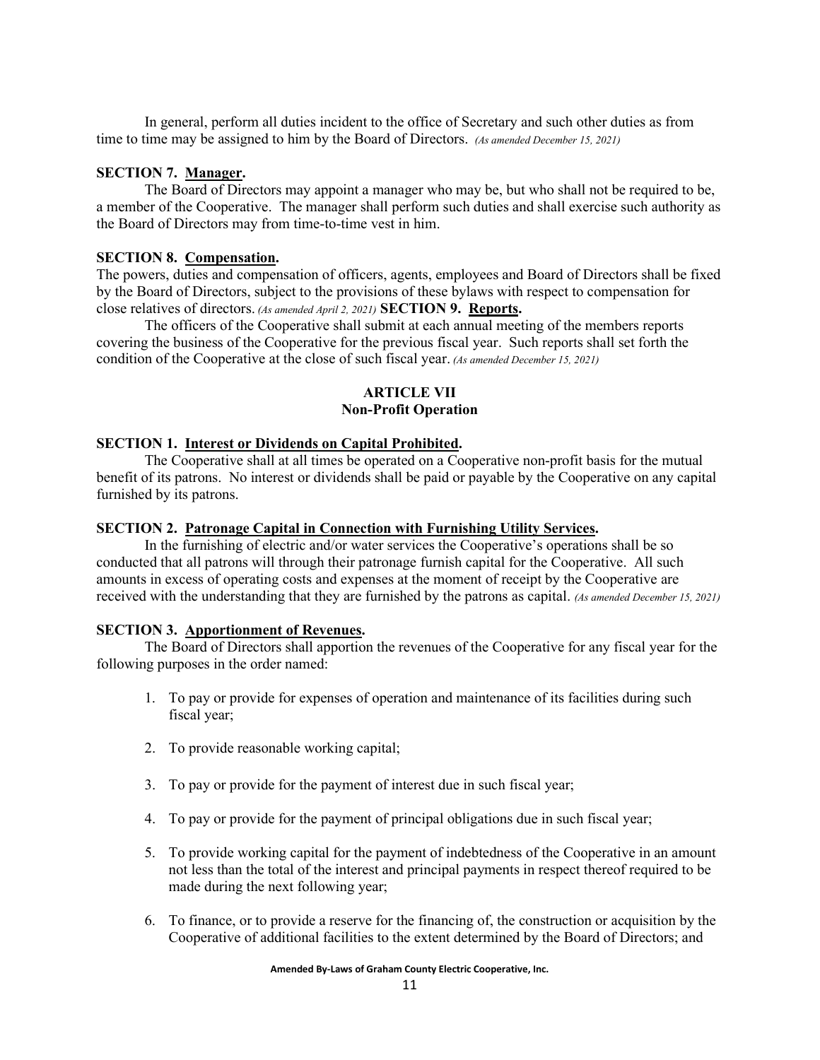In general, perform all duties incident to the office of Secretary and such other duties as from time to time may be assigned to him by the Board of Directors. *(As amended December 15, 2021)*

**SECTION 7. Manager.**

The Board of Directors may appoint a manager who may be, but who shall not be required to be, a member of the Cooperative. The manager shall perform such duties and shall exercise such authority as the Board of Directors may from time-to-time vest in him.

**SECTION 8. Compensation.**

The powers, duties and compensation of officers, agents, employees and Board of Directors shall be fixed by the Board of Directors, subject to the provisions of these bylaws with respect to compensation for close relatives of directors. *(As amended April 2, 2021)*

**SECTION 9. Reports.**

The officers of the Cooperative shall submit at each annual meeting of the members reports covering the business of the Cooperative for the previous fiscal year. Such reports shall set forth the condition of the Cooperative at the close of such fiscal year. *(As amended December 15, 2021)*

## ARTICLE VII
## Non-Profit Operation

**SECTION 1. Interest or Dividends on Capital Prohibited.**

The Cooperative shall at all times be operated on a Cooperative non-profit basis for the mutual benefit of its patrons. No interest or dividends shall be paid or payable by the Cooperative on any capital furnished by its patrons.

**SECTION 2. Patronage Capital in Connection with Furnishing Utility Services.**

In the furnishing of electric and/or water services the Cooperative's operations shall be so conducted that all patrons will through their patronage furnish capital for the Cooperative. All such amounts in excess of operating costs and expenses at the moment of receipt by the Cooperative are received with the understanding that they are furnished by the patrons as capital. *(As amended December 15, 2021)*

**SECTION 3. Apportionment of Revenues.**

The Board of Directors shall apportion the revenues of the Cooperative for any fiscal year for the following purposes in the order named:

1. To pay or provide for expenses of operation and maintenance of its facilities during such fiscal year;

2. To provide reasonable working capital;

3. To pay or provide for the payment of interest due in such fiscal year;

4. To pay or provide for the payment of principal obligations due in such fiscal year;

5. To provide working capital for the payment of indebtedness of the Cooperative in an amount not less than the total of the interest and principal payments in respect thereof required to be made during the next following year;

6. To finance, or to provide a reserve for the financing of, the construction or acquisition by the Cooperative of additional facilities to the extent determined by the Board of Directors; and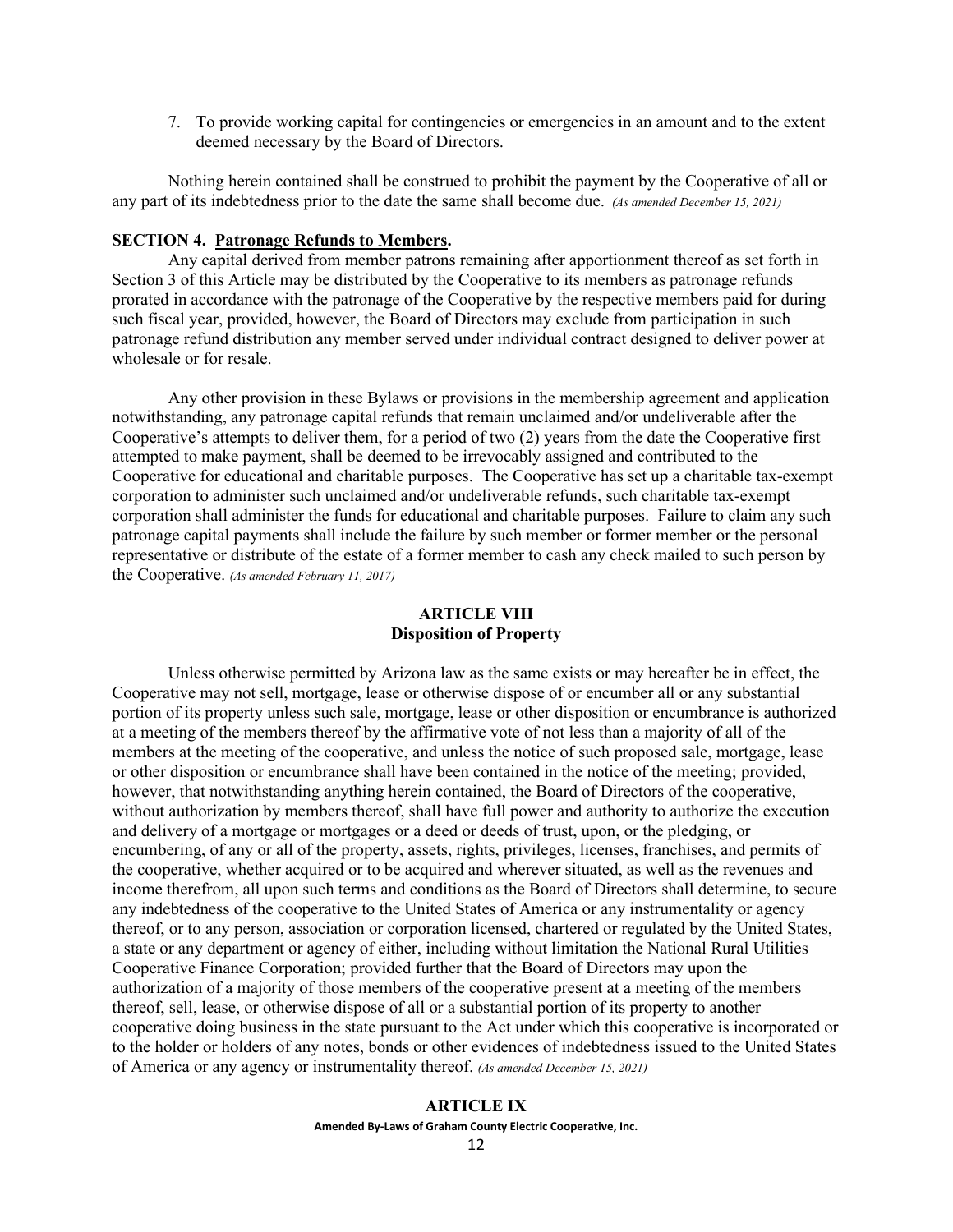7. To provide working capital for contingencies or emergencies in an amount and to the extent deemed necessary by the Board of Directors.

Nothing herein contained shall be construed to prohibit the payment by the Cooperative of all or any part of its indebtedness prior to the date the same shall become due. *(As amended December 15, 2021)*

**SECTION 4. Patronage Refunds to Members.**

Any capital derived from member patrons remaining after apportionment thereof as set forth in Section 3 of this Article may be distributed by the Cooperative to its members as patronage refunds prorated in accordance with the patronage of the Cooperative by the respective members paid for during such fiscal year, provided, however, the Board of Directors may exclude from participation in such patronage refund distribution any member served under individual contract designed to deliver power at wholesale or for resale.

Any other provision in these Bylaws or provisions in the membership agreement and application notwithstanding, any patronage capital refunds that remain unclaimed and/or undeliverable after the Cooperative's attempts to deliver them, for a period of two (2) years from the date the Cooperative first attempted to make payment, shall be deemed to be irrevocably assigned and contributed to the Cooperative for educational and charitable purposes. The Cooperative has set up a charitable tax-exempt corporation to administer such unclaimed and/or undeliverable refunds, such charitable tax-exempt corporation shall administer the funds for educational and charitable purposes. Failure to claim any such patronage capital payments shall include the failure by such member or former member or the personal representative or distribute of the estate of a former member to cash any check mailed to such person by the Cooperative. *(As amended February 11, 2017)*

## ARTICLE VIII
## Disposition of Property

Unless otherwise permitted by Arizona law as the same exists or may hereafter be in effect, the Cooperative may not sell, mortgage, lease or otherwise dispose of or encumber all or any substantial portion of its property unless such sale, mortgage, lease or other disposition or encumbrance is authorized at a meeting of the members thereof by the affirmative vote of not less than a majority of all of the members at the meeting of the cooperative, and unless the notice of such proposed sale, mortgage, lease or other disposition or encumbrance shall have been contained in the notice of the meeting; provided, however, that notwithstanding anything herein contained, the Board of Directors of the cooperative, without authorization by members thereof, shall have full power and authority to authorize the execution and delivery of a mortgage or mortgages or a deed or deeds of trust, upon, or the pledging, or encumbering, of any or all of the property, assets, rights, privileges, licenses, franchises, and permits of the cooperative, whether acquired or to be acquired and wherever situated, as well as the revenues and income therefrom, all upon such terms and conditions as the Board of Directors shall determine, to secure any indebtedness of the cooperative to the United States of America or any instrumentality or agency thereof, or to any person, association or corporation licensed, chartered or regulated by the United States, a state or any department or agency of either, including without limitation the National Rural Utilities Cooperative Finance Corporation; provided further that the Board of Directors may upon the authorization of a majority of those members of the cooperative present at a meeting of the members thereof, sell, lease, or otherwise dispose of all or a substantial portion of its property to another cooperative doing business in the state pursuant to the Act under which this cooperative is incorporated or to the holder or holders of any notes, bonds or other evidences of indebtedness issued to the United States of America or any agency or instrumentality thereof. *(As amended December 15, 2021)*

## ARTICLE IX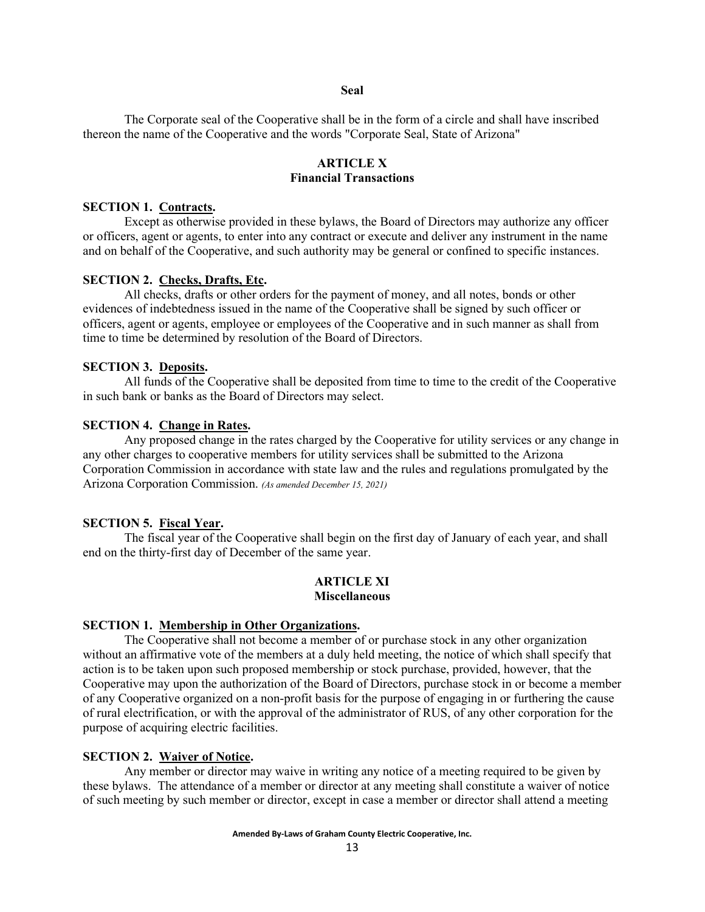**Seal**

The Corporate seal of the Cooperative shall be in the form of a circle and shall have inscribed thereon the name of the Cooperative and the words "Corporate Seal, State of Arizona"

## ARTICLE X
## Financial Transactions

**SECTION 1. Contracts.**

Except as otherwise provided in these bylaws, the Board of Directors may authorize any officer or officers, agent or agents, to enter into any contract or execute and deliver any instrument in the name and on behalf of the Cooperative, and such authority may be general or confined to specific instances.

**SECTION 2. Checks, Drafts, Etc.**

All checks, drafts or other orders for the payment of money, and all notes, bonds or other evidences of indebtedness issued in the name of the Cooperative shall be signed by such officer or officers, agent or agents, employee or employees of the Cooperative and in such manner as shall from time to time be determined by resolution of the Board of Directors.

**SECTION 3. Deposits.**

All funds of the Cooperative shall be deposited from time to time to the credit of the Cooperative in such bank or banks as the Board of Directors may select.

**SECTION 4. Change in Rates.**

Any proposed change in the rates charged by the Cooperative for utility services or any change in any other charges to cooperative members for utility services shall be submitted to the Arizona Corporation Commission in accordance with state law and the rules and regulations promulgated by the Arizona Corporation Commission. *(As amended December 15, 2021)*

**SECTION 5. Fiscal Year.**

The fiscal year of the Cooperative shall begin on the first day of January of each year, and shall end on the thirty-first day of December of the same year.

## ARTICLE XI
## Miscellaneous

**SECTION 1. Membership in Other Organizations.**

The Cooperative shall not become a member of or purchase stock in any other organization without an affirmative vote of the members at a duly held meeting, the notice of which shall specify that action is to be taken upon such proposed membership or stock purchase, provided, however, that the Cooperative may upon the authorization of the Board of Directors, purchase stock in or become a member of any Cooperative organized on a non-profit basis for the purpose of engaging in or furthering the cause of rural electrification, or with the approval of the administrator of RUS, of any other corporation for the purpose of acquiring electric facilities.

**SECTION 2. Waiver of Notice.**

Any member or director may waive in writing any notice of a meeting required to be given by these bylaws. The attendance of a member or director at any meeting shall constitute a waiver of notice of such meeting by such member or director, except in case a member or director shall attend a meeting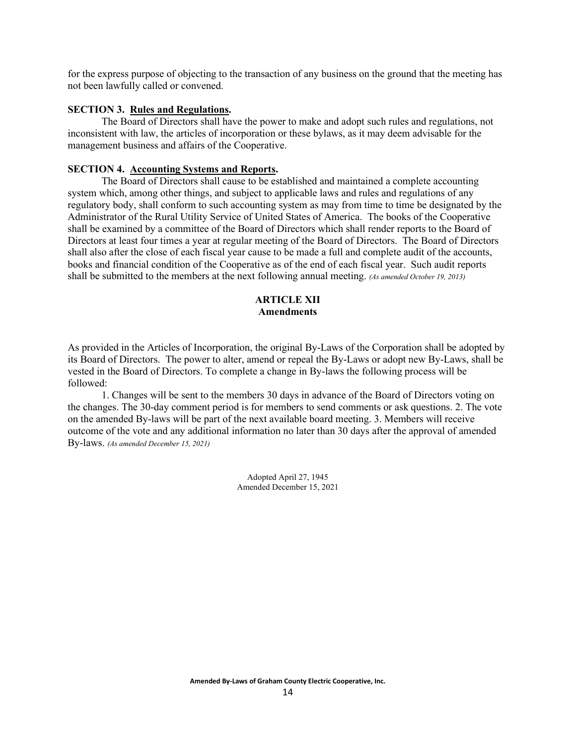for the express purpose of objecting to the transaction of any business on the ground that the meeting has not been lawfully called or convened.

**SECTION 3. Rules and Regulations.**

The Board of Directors shall have the power to make and adopt such rules and regulations, not inconsistent with law, the articles of incorporation or these bylaws, as it may deem advisable for the management business and affairs of the Cooperative.

**SECTION 4. Accounting Systems and Reports.**

The Board of Directors shall cause to be established and maintained a complete accounting system which, among other things, and subject to applicable laws and rules and regulations of any regulatory body, shall conform to such accounting system as may from time to time be designated by the Administrator of the Rural Utility Service of United States of America. The books of the Cooperative shall be examined by a committee of the Board of Directors which shall render reports to the Board of Directors at least four times a year at regular meeting of the Board of Directors. The Board of Directors shall also after the close of each fiscal year cause to be made a full and complete audit of the accounts, books and financial condition of the Cooperative as of the end of each fiscal year. Such audit reports shall be submitted to the members at the next following annual meeting. *(As amended October 19, 2013)*

## ARTICLE XII
## Amendments

As provided in the Articles of Incorporation, the original By-Laws of the Corporation shall be adopted by its Board of Directors. The power to alter, amend or repeal the By-Laws or adopt new By-Laws, shall be vested in the Board of Directors. To complete a change in By-laws the following process will be followed:

1. Changes will be sent to the members 30 days in advance of the Board of Directors voting on the changes. The 30-day comment period is for members to send comments or ask questions. 2. The vote on the amended By-laws will be part of the next available board meeting. 3. Members will receive outcome of the vote and any additional information no later than 30 days after the approval of amended By-laws. *(As amended December 15, 2021)*

Adopted April 27, 1945
Amended December 15, 2021